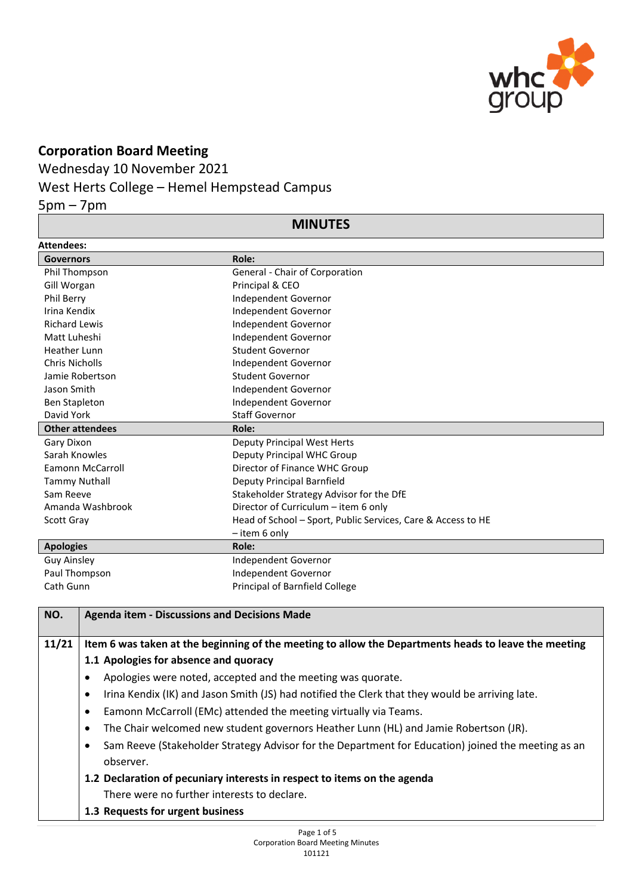# Corporation Board Meeting

Wednesday 10 November 2021

West Herts College – Hemel Hempstead Campus

5pm – 7pm

## MINUTES

**Attendees:**

| Governors | Role: |
|---|---|
| Phil Thompson | General - Chair of Corporation |
| Gill Worgan | Principal & CEO |
| Phil Berry | Independent Governor |
| Irina Kendix | Independent Governor |
| Richard Lewis | Independent Governor |
| Matt Luheshi | Independent Governor |
| Heather Lunn | Student Governor |
| Chris Nicholls | Independent Governor |
| Jamie Robertson | Student Governor |
| Jason Smith | Independent Governor |
| Ben Stapleton | Independent Governor |
| David York | Staff Governor |
| **Other attendees** | **Role:** |
| Gary Dixon | Deputy Principal West Herts |
| Sarah Knowles | Deputy Principal WHC Group |
| Eamonn McCarroll | Director of Finance WHC Group |
| Tammy Nuthall | Deputy Principal Barnfield |
| Sam Reeve | Stakeholder Strategy Advisor for the DfE |
| Amanda Washbrook | Director of Curriculum – item 6 only |
| Scott Gray | Head of School – Sport, Public Services, Care & Access to HE – item 6 only |
| **Apologies** | **Role:** |
| Guy Ainsley | Independent Governor |
| Paul Thompson | Independent Governor |
| Cath Gunn | Principal of Barnfield College |

| NO. | Agenda item - Discussions and Decisions Made |
|---|---|
| 11/21 | **Item 6 was taken at the beginning of the meeting to allow the Departments heads to leave the meeting** |
| | **1.1 Apologies for absence and quoracy** |
| | • Apologies were noted, accepted and the meeting was quorate. |
| | • Irina Kendix (IK) and Jason Smith (JS) had notified the Clerk that they would be arriving late. |
| | • Eamonn McCarroll (EMc) attended the meeting virtually via Teams. |
| | • The Chair welcomed new student governors Heather Lunn (HL) and Jamie Robertson (JR). |
| | • Sam Reeve (Stakeholder Strategy Advisor for the Department for Education) joined the meeting as an observer. |
| | **1.2 Declaration of pecuniary interests in respect to items on the agenda** |
| | There were no further interests to declare. |
| | **1.3 Requests for urgent business** |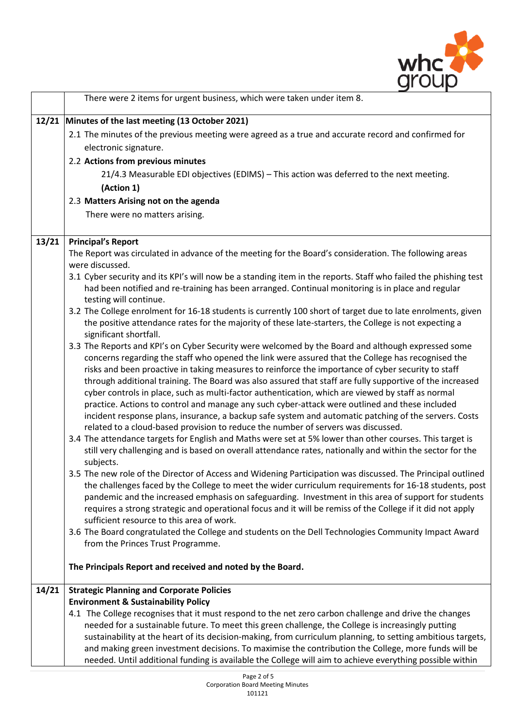| | |
|---|---|
| | There were 2 items for urgent business, which were taken under item 8. |
| **12/21** | **Minutes of the last meeting (13 October 2021)**<br>2.1 The minutes of the previous meeting were agreed as a true and accurate record and confirmed for electronic signature.<br>2.2 **Actions from previous minutes**<br>21/4.3 Measurable EDI objectives (EDIMS) – This action was deferred to the next meeting. **(Action 1)**<br>2.3 **Matters Arising not on the agenda**<br>There were no matters arising. |
| **13/21** | **Principal's Report**<br>The Report was circulated in advance of the meeting for the Board's consideration. The following areas were discussed.<br>3.1 Cyber security and its KPI's will now be a standing item in the reports. Staff who failed the phishing test had been notified and re-training has been arranged. Continual monitoring is in place and regular testing will continue.<br>3.2 The College enrolment for 16-18 students is currently 100 short of target due to late enrolments, given the positive attendance rates for the majority of these late-starters, the College is not expecting a significant shortfall.<br>3.3 The Reports and KPI's on Cyber Security were welcomed by the Board and although expressed some concerns regarding the staff who opened the link were assured that the College has recognised the risks and been proactive in taking measures to reinforce the importance of cyber security to staff through additional training. The Board was also assured that staff are fully supportive of the increased cyber controls in place, such as multi-factor authentication, which are viewed by staff as normal practice. Actions to control and manage any such cyber-attack were outlined and these included incident response plans, insurance, a backup safe system and automatic patching of the servers. Costs related to a cloud-based provision to reduce the number of servers was discussed.<br>3.4 The attendance targets for English and Maths were set at 5% lower than other courses. This target is still very challenging and is based on overall attendance rates, nationally and within the sector for the subjects.<br>3.5 The new role of the Director of Access and Widening Participation was discussed. The Principal outlined the challenges faced by the College to meet the wider curriculum requirements for 16-18 students, post pandemic and the increased emphasis on safeguarding. Investment in this area of support for students requires a strong strategic and operational focus and it will be remiss of the College if it did not apply sufficient resource to this area of work.<br>3.6 The Board congratulated the College and students on the Dell Technologies Community Impact Award from the Princes Trust Programme.<br><br>**The Principals Report and received and noted by the Board.** |
| **14/21** | **Strategic Planning and Corporate Policies**<br>**Environment & Sustainability Policy**<br>4.1 The College recognises that it must respond to the net zero carbon challenge and drive the changes needed for a sustainable future. To meet this green challenge, the College is increasingly putting sustainability at the heart of its decision-making, from curriculum planning, to setting ambitious targets, and making green investment decisions. To maximise the contribution the College, more funds will be needed. Until additional funding is available the College will aim to achieve everything possible within |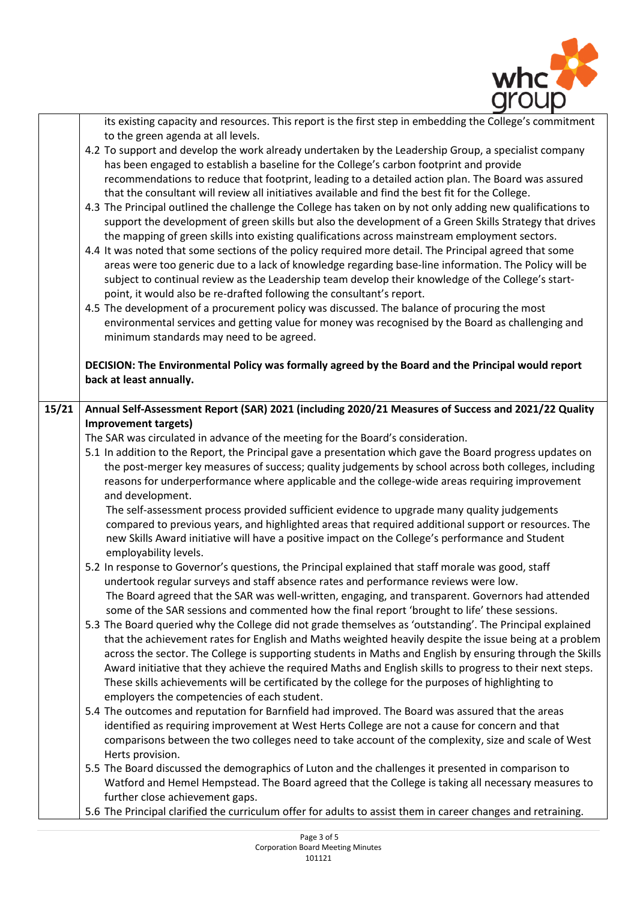| | |
|---|---|
| | its existing capacity and resources. This report is the first step in embedding the College's commitment to the green agenda at all levels.<br>4.2 To support and develop the work already undertaken by the Leadership Group, a specialist company has been engaged to establish a baseline for the College's carbon footprint and provide recommendations to reduce that footprint, leading to a detailed action plan. The Board was assured that the consultant will review all initiatives available and find the best fit for the College.<br>4.3 The Principal outlined the challenge the College has taken on by not only adding new qualifications to support the development of green skills but also the development of a Green Skills Strategy that drives the mapping of green skills into existing qualifications across mainstream employment sectors.<br>4.4 It was noted that some sections of the policy required more detail. The Principal agreed that some areas were too generic due to a lack of knowledge regarding base-line information. The Policy will be subject to continual review as the Leadership team develop their knowledge of the College's start-point, it would also be re-drafted following the consultant's report.<br>4.5 The development of a procurement policy was discussed. The balance of procuring the most environmental services and getting value for money was recognised by the Board as challenging and minimum standards may need to be agreed.<br><br>**DECISION: The Environmental Policy was formally agreed by the Board and the Principal would report back at least annually.** |
| 15/21 | **Annual Self-Assessment Report (SAR) 2021 (including 2020/21 Measures of Success and 2021/22 Quality Improvement targets)**<br>The SAR was circulated in advance of the meeting for the Board's consideration.<br>5.1 In addition to the Report, the Principal gave a presentation which gave the Board progress updates on the post-merger key measures of success; quality judgements by school across both colleges, including reasons for underperformance where applicable and the college-wide areas requiring improvement and development.<br>The self-assessment process provided sufficient evidence to upgrade many quality judgements compared to previous years, and highlighted areas that required additional support or resources. The new Skills Award initiative will have a positive impact on the College's performance and Student employability levels.<br>5.2 In response to Governor's questions, the Principal explained that staff morale was good, staff undertook regular surveys and staff absence rates and performance reviews were low.<br>The Board agreed that the SAR was well-written, engaging, and transparent. Governors had attended some of the SAR sessions and commented how the final report 'brought to life' these sessions.<br>5.3 The Board queried why the College did not grade themselves as 'outstanding'. The Principal explained that the achievement rates for English and Maths weighted heavily despite the issue being at a problem across the sector. The College is supporting students in Maths and English by ensuring through the Skills Award initiative that they achieve the required Maths and English skills to progress to their next steps. These skills achievements will be certificated by the college for the purposes of highlighting to employers the competencies of each student.<br>5.4 The outcomes and reputation for Barnfield had improved. The Board was assured that the areas identified as requiring improvement at West Herts College are not a cause for concern and that comparisons between the two colleges need to take account of the complexity, size and scale of West Herts provision.<br>5.5 The Board discussed the demographics of Luton and the challenges it presented in comparison to Watford and Hemel Hempstead. The Board agreed that the College is taking all necessary measures to further close achievement gaps.<br>5.6 The Principal clarified the curriculum offer for adults to assist them in career changes and retraining. |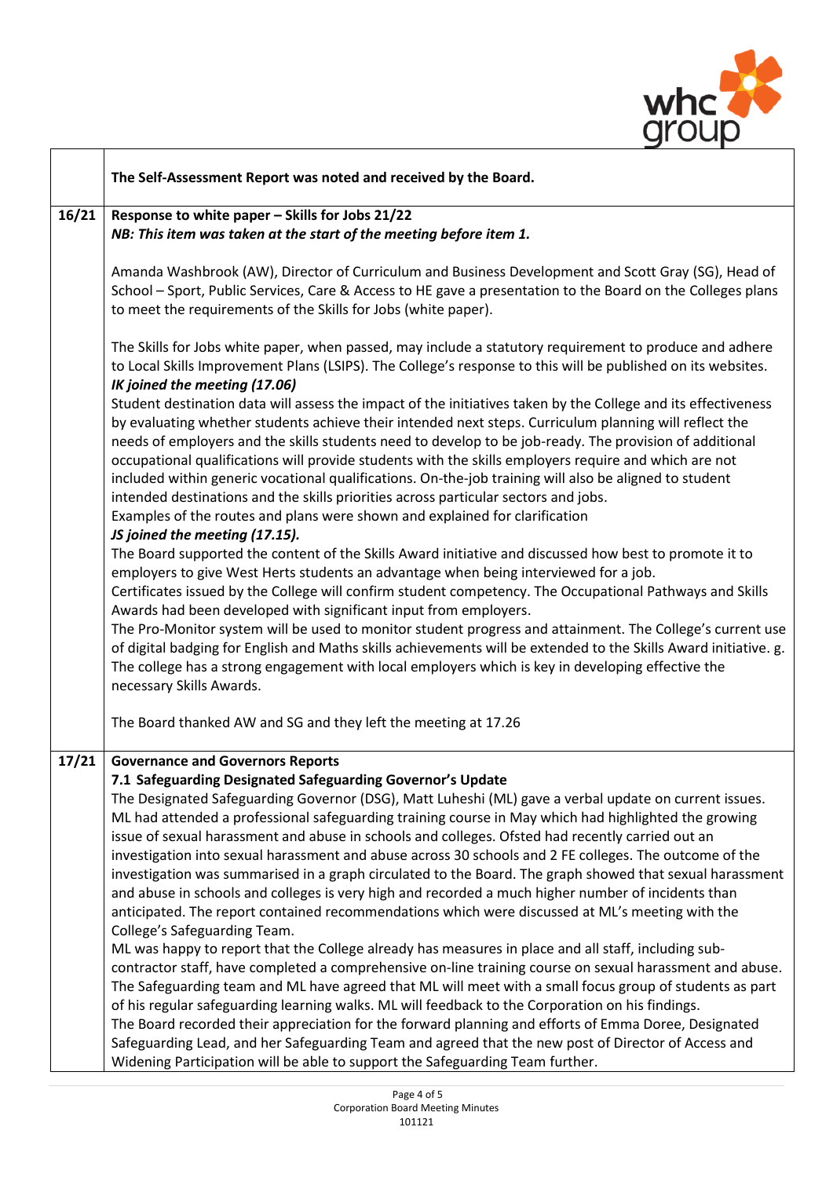| | |
|---|---|
| | **The Self-Assessment Report was noted and received by the Board.** |
| **16/21** | **Response to white paper – Skills for Jobs 21/22**<br>***NB: This item was taken at the start of the meeting before item 1.***<br><br>Amanda Washbrook (AW), Director of Curriculum and Business Development and Scott Gray (SG), Head of School – Sport, Public Services, Care & Access to HE gave a presentation to the Board on the Colleges plans to meet the requirements of the Skills for Jobs (white paper).<br><br>The Skills for Jobs white paper, when passed, may include a statutory requirement to produce and adhere to Local Skills Improvement Plans (LSIPS). The College's response to this will be published on its websites.<br>***IK joined the meeting (17.06)***<br>Student destination data will assess the impact of the initiatives taken by the College and its effectiveness by evaluating whether students achieve their intended next steps. Curriculum planning will reflect the needs of employers and the skills students need to develop to be job-ready. The provision of additional occupational qualifications will provide students with the skills employers require and which are not included within generic vocational qualifications. On-the-job training will also be aligned to student intended destinations and the skills priorities across particular sectors and jobs.<br>Examples of the routes and plans were shown and explained for clarification<br>***JS joined the meeting (17.15).***<br>The Board supported the content of the Skills Award initiative and discussed how best to promote it to employers to give West Herts students an advantage when being interviewed for a job.<br>Certificates issued by the College will confirm student competency. The Occupational Pathways and Skills Awards had been developed with significant input from employers.<br>The Pro-Monitor system will be used to monitor student progress and attainment. The College's current use of digital badging for English and Maths skills achievements will be extended to the Skills Award initiative. g. The college has a strong engagement with local employers which is key in developing effective the necessary Skills Awards.<br><br>The Board thanked AW and SG and they left the meeting at 17.26 |
| **17/21** | **Governance and Governors Reports**<br>**7.1 Safeguarding Designated Safeguarding Governor's Update**<br>The Designated Safeguarding Governor (DSG), Matt Luheshi (ML) gave a verbal update on current issues. ML had attended a professional safeguarding training course in May which had highlighted the growing issue of sexual harassment and abuse in schools and colleges. Ofsted had recently carried out an investigation into sexual harassment and abuse across 30 schools and 2 FE colleges. The outcome of the investigation was summarised in a graph circulated to the Board. The graph showed that sexual harassment and abuse in schools and colleges is very high and recorded a much higher number of incidents than anticipated. The report contained recommendations which were discussed at ML's meeting with the College's Safeguarding Team.<br>ML was happy to report that the College already has measures in place and all staff, including sub-contractor staff, have completed a comprehensive on-line training course on sexual harassment and abuse. The Safeguarding team and ML have agreed that ML will meet with a small focus group of students as part of his regular safeguarding learning walks. ML will feedback to the Corporation on his findings.<br>The Board recorded their appreciation for the forward planning and efforts of Emma Doree, Designated Safeguarding Lead, and her Safeguarding Team and agreed that the new post of Director of Access and Widening Participation will be able to support the Safeguarding Team further. |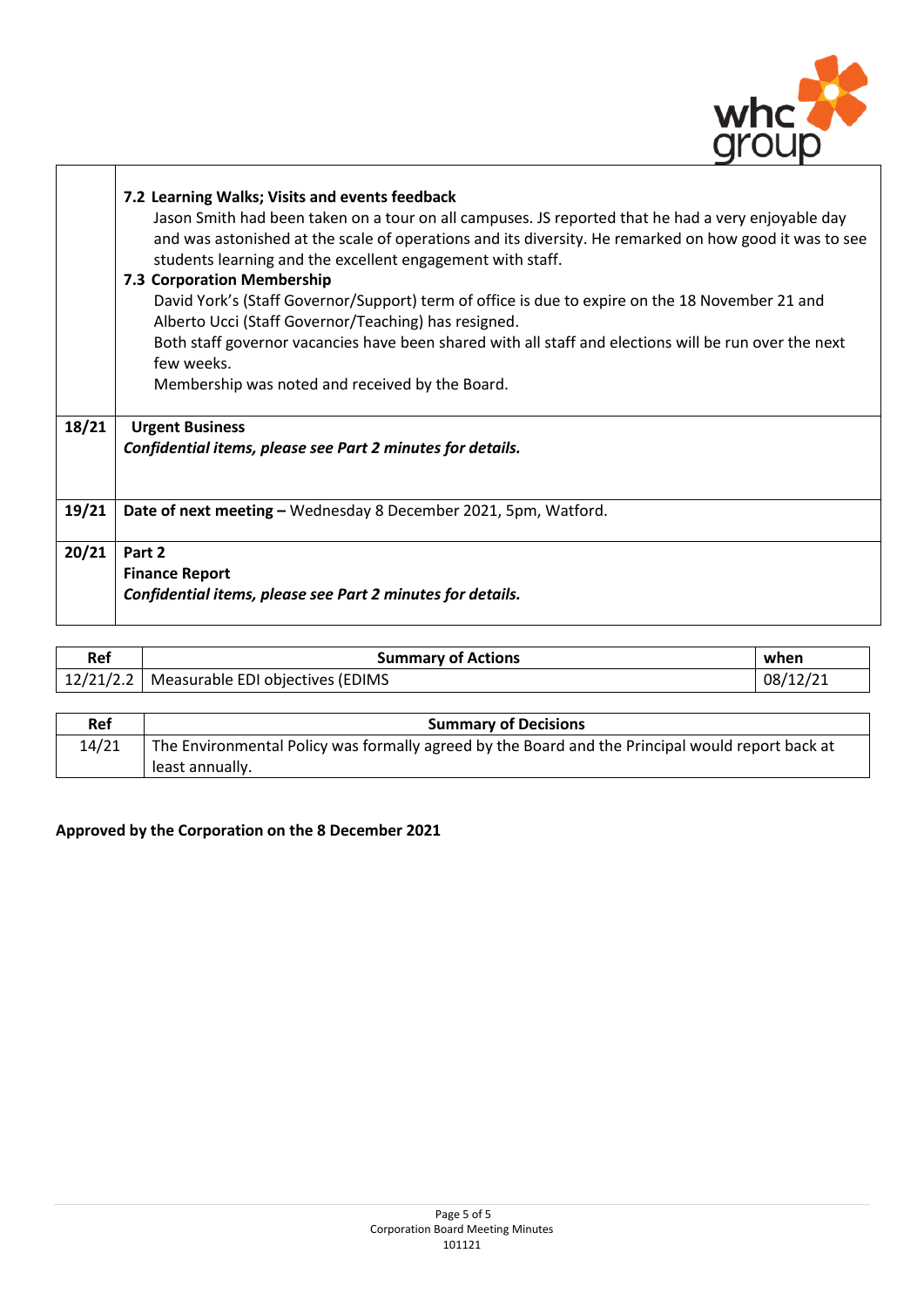| | |
|---|---|
| | **7.2 Learning Walks; Visits and events feedback**<br>Jason Smith had been taken on a tour on all campuses. JS reported that he had a very enjoyable day and was astonished at the scale of operations and its diversity. He remarked on how good it was to see students learning and the excellent engagement with staff.<br>**7.3 Corporation Membership**<br>David York's (Staff Governor/Support) term of office is due to expire on the 18 November 21 and Alberto Ucci (Staff Governor/Teaching) has resigned.<br>Both staff governor vacancies have been shared with all staff and elections will be run over the next few weeks.<br>Membership was noted and received by the Board. |
| **18/21** | **Urgent Business**<br>***Confidential items, please see Part 2 minutes for details.*** |
| **19/21** | **Date of next meeting –** Wednesday 8 December 2021, 5pm, Watford. |
| **20/21** | **Part 2**<br>**Finance Report**<br>***Confidential items, please see Part 2 minutes for details.*** |

| Ref | Summary of Actions | when |
|---|---|---|
| 12/21/2.2 | Measurable EDI objectives (EDIMS | 08/12/21 |

| Ref | Summary of Decisions |
|---|---|
| 14/21 | The Environmental Policy was formally agreed by the Board and the Principal would report back at least annually. |

**Approved by the Corporation on the 8 December 2021**